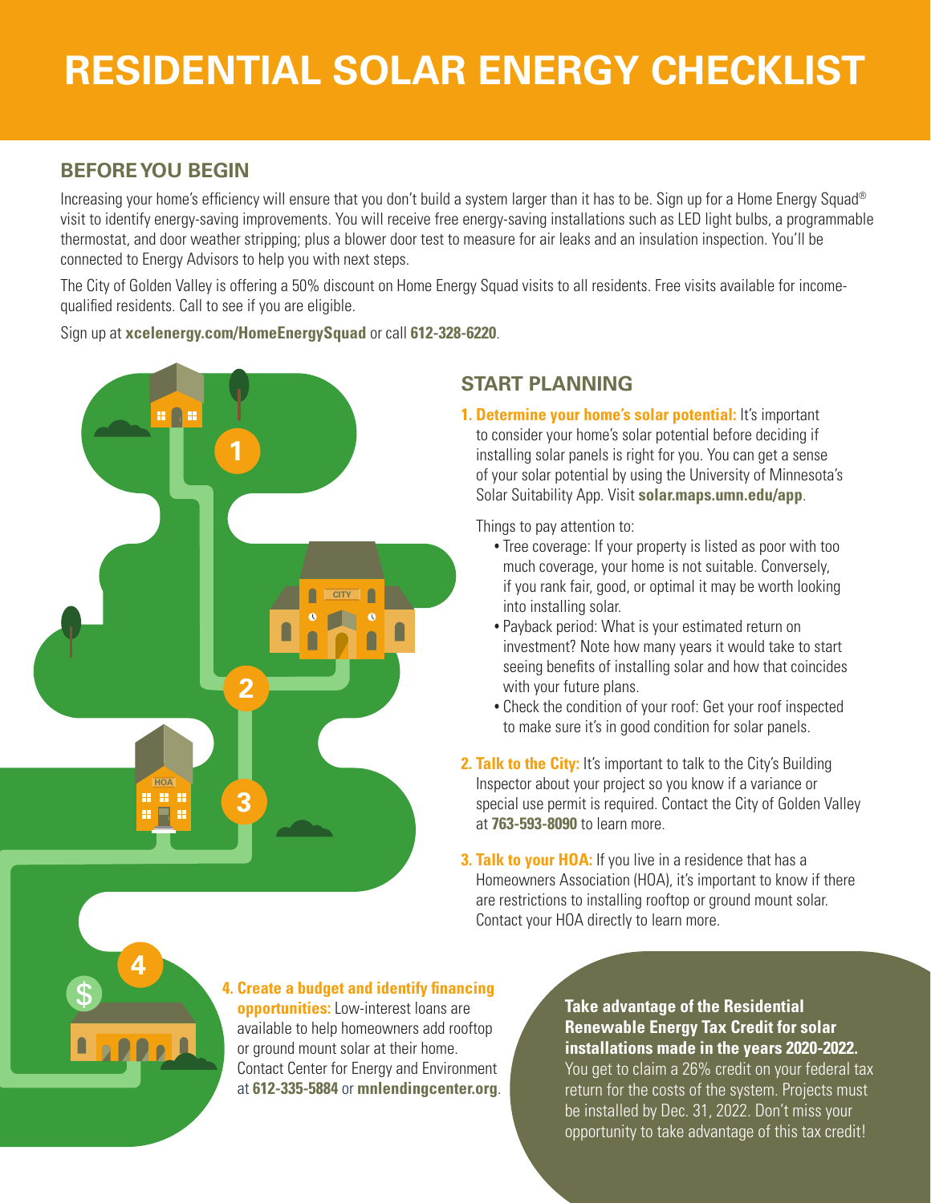# RESIDENTIAL SOLAR ENERGY CHECKLIST

## BEFORE YOU BEGIN

Increasing your home's efficiency will ensure that you don't build a system larger than it has to be. Sign up for a Home Energy Squad® visit to identify energy-saving improvements. You will receive free energy-saving installations such as LED light bulbs, a programmable thermostat, and door weather stripping; plus a blower door test to measure for air leaks and an insulation inspection. You'll be connected to Energy Advisors to help you with next steps.

The City of Golden Valley is offering a 50% discount on Home Energy Squad visits to all residents. Free visits available for income-qualified residents. Call to see if you are eligible.

Sign up at **xcelenergy.com/HomeEnergySquad** or call **612-328-6220**.

## START PLANNING

**1. Determine your home's solar potential:** It's important to consider your home's solar potential before deciding if installing solar panels is right for you. You can get a sense of your solar potential by using the University of Minnesota's Solar Suitability App. Visit **solar.maps.umn.edu/app**.

Things to pay attention to:

- Tree coverage: If your property is listed as poor with too much coverage, your home is not suitable. Conversely, if you rank fair, good, or optimal it may be worth looking into installing solar.
- Payback period: What is your estimated return on investment? Note how many years it would take to start seeing benefits of installing solar and how that coincides with your future plans.
- Check the condition of your roof: Get your roof inspected to make sure it's in good condition for solar panels.

**2. Talk to the City:** It's important to talk to the City's Building Inspector about your project so you know if a variance or special use permit is required. Contact the City of Golden Valley at **763-593-8090** to learn more.

**3. Talk to your HOA:** If you live in a residence that has a Homeowners Association (HOA), it's important to know if there are restrictions to installing rooftop or ground mount solar. Contact your HOA directly to learn more.

**4. Create a budget and identify financing opportunities:** Low-interest loans are available to help homeowners add rooftop or ground mount solar at their home. Contact Center for Energy and Environment at **612-335-5884** or **mnlendingcenter.org**.

**Take advantage of the Residential Renewable Energy Tax Credit for solar installations made in the years 2020-2022.** You get to claim a 26% credit on your federal tax return for the costs of the system. Projects must be installed by Dec. 31, 2022. Don't miss your opportunity to take advantage of this tax credit!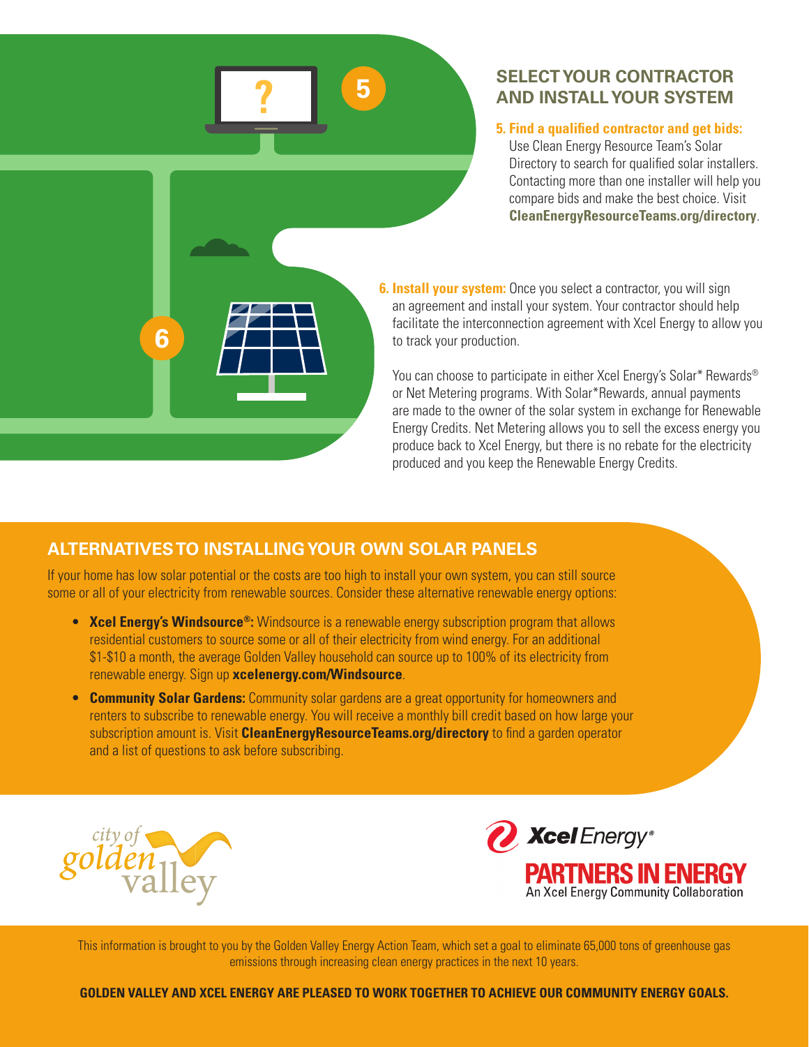## SELECT YOUR CONTRACTOR AND INSTALL YOUR SYSTEM

**5. Find a qualified contractor and get bids:** Use Clean Energy Resource Team's Solar Directory to search for qualified solar installers. Contacting more than one installer will help you compare bids and make the best choice. Visit **CleanEnergyResourceTeams.org/directory**.

**6. Install your system:** Once you select a contractor, you will sign an agreement and install your system. Your contractor should help facilitate the interconnection agreement with Xcel Energy to allow you to track your production.

You can choose to participate in either Xcel Energy's Solar* Rewards® or Net Metering programs. With Solar*Rewards, annual payments are made to the owner of the solar system in exchange for Renewable Energy Credits. Net Metering allows you to sell the excess energy you produce back to Xcel Energy, but there is no rebate for the electricity produced and you keep the Renewable Energy Credits.

## ALTERNATIVES TO INSTALLING YOUR OWN SOLAR PANELS

If your home has low solar potential or the costs are too high to install your own system, you can still source some or all of your electricity from renewable sources. Consider these alternative renewable energy options:

- **Xcel Energy's Windsource®:** Windsource is a renewable energy subscription program that allows residential customers to source some or all of their electricity from wind energy. For an additional $1-$10 a month, the average Golden Valley household can source up to 100% of its electricity from renewable energy. Sign up **xcelenergy.com/Windsource**.
- **Community Solar Gardens:** Community solar gardens are a great opportunity for homeowners and renters to subscribe to renewable energy. You will receive a monthly bill credit based on how large your subscription amount is. Visit **CleanEnergyResourceTeams.org/directory** to find a garden operator and a list of questions to ask before subscribing.

city of golden valley

Xcel Energy®
PARTNERS IN ENERGY
An Xcel Energy Community Collaboration

This information is brought to you by the Golden Valley Energy Action Team, which set a goal to eliminate 65,000 tons of greenhouse gas emissions through increasing clean energy practices in the next 10 years.

**GOLDEN VALLEY AND XCEL ENERGY ARE PLEASED TO WORK TOGETHER TO ACHIEVE OUR COMMUNITY ENERGY GOALS.**